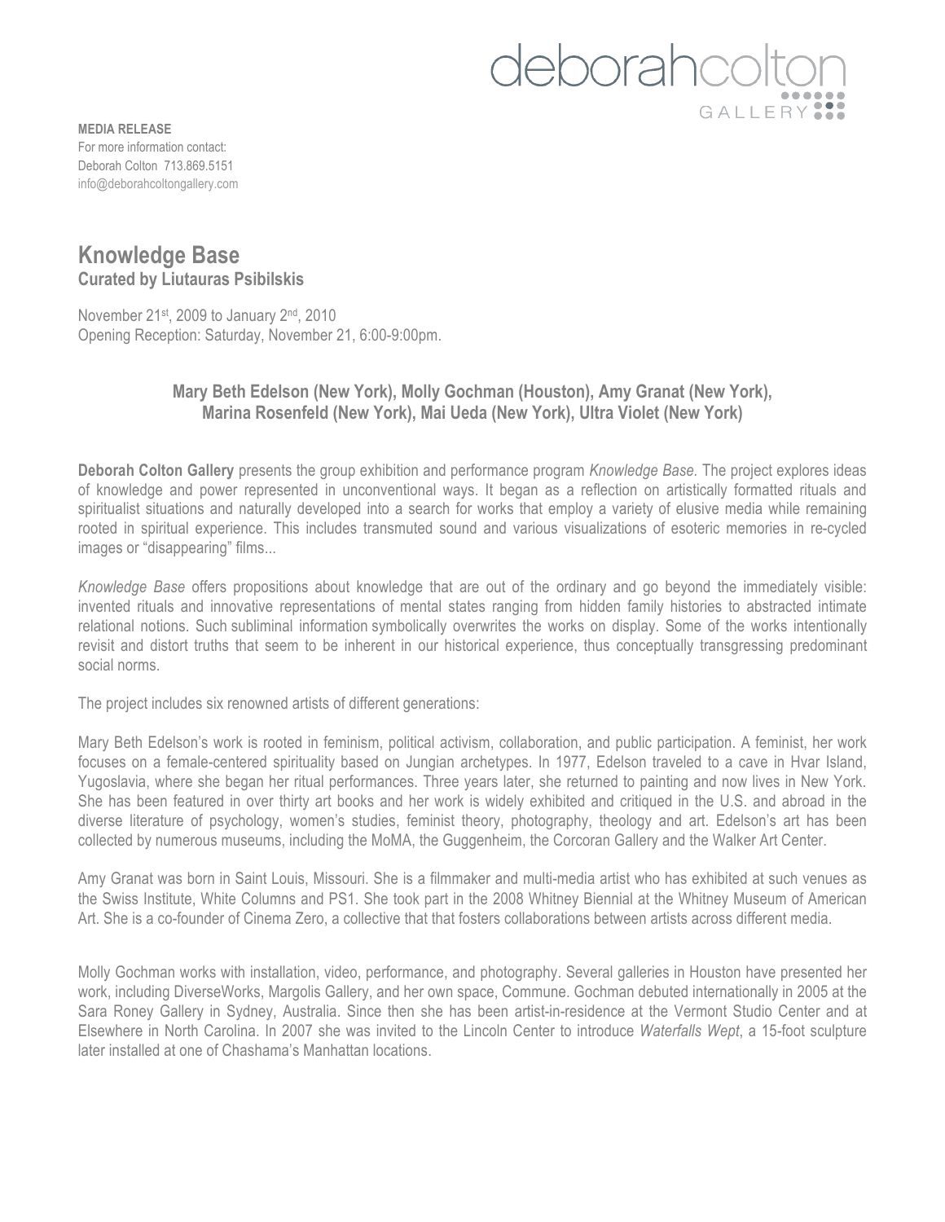deborahcolton GALLERY

**MEDIA RELEASE**
For more information contact:
Deborah Colton 713.869.5151
info@deborahcoltongallery.com

# Knowledge Base

### Curated by Liutauras Psibilskis

November 21st, 2009 to January 2nd, 2010
Opening Reception: Saturday, November 21, 6:00-9:00pm.

**Mary Beth Edelson (New York), Molly Gochman (Houston), Amy Granat (New York), Marina Rosenfeld (New York), Mai Ueda (New York), Ultra Violet (New York)**

**Deborah Colton Gallery** presents the group exhibition and performance program *Knowledge Base.* The project explores ideas of knowledge and power represented in unconventional ways. It began as a reflection on artistically formatted rituals and spiritualist situations and naturally developed into a search for works that employ a variety of elusive media while remaining rooted in spiritual experience. This includes transmuted sound and various visualizations of esoteric memories in re-cycled images or "disappearing" films...

*Knowledge Base* offers propositions about knowledge that are out of the ordinary and go beyond the immediately visible: invented rituals and innovative representations of mental states ranging from hidden family histories to abstracted intimate relational notions. Such subliminal information symbolically overwrites the works on display. Some of the works intentionally revisit and distort truths that seem to be inherent in our historical experience, thus conceptually transgressing predominant social norms.

The project includes six renowned artists of different generations:

Mary Beth Edelson's work is rooted in feminism, political activism, collaboration, and public participation. A feminist, her work focuses on a female-centered spirituality based on Jungian archetypes. In 1977, Edelson traveled to a cave in Hvar Island, Yugoslavia, where she began her ritual performances. Three years later, she returned to painting and now lives in New York. She has been featured in over thirty art books and her work is widely exhibited and critiqued in the U.S. and abroad in the diverse literature of psychology, women's studies, feminist theory, photography, theology and art. Edelson's art has been collected by numerous museums, including the MoMA, the Guggenheim, the Corcoran Gallery and the Walker Art Center.

Amy Granat was born in Saint Louis, Missouri. She is a filmmaker and multi-media artist who has exhibited at such venues as the Swiss Institute, White Columns and PS1. She took part in the 2008 Whitney Biennial at the Whitney Museum of American Art. She is a co-founder of Cinema Zero, a collective that that fosters collaborations between artists across different media.

Molly Gochman works with installation, video, performance, and photography. Several galleries in Houston have presented her work, including DiverseWorks, Margolis Gallery, and her own space, Commune. Gochman debuted internationally in 2005 at the Sara Roney Gallery in Sydney, Australia. Since then she has been artist-in-residence at the Vermont Studio Center and at Elsewhere in North Carolina. In 2007 she was invited to the Lincoln Center to introduce *Waterfalls Wept*, a 15-foot sculpture later installed at one of Chashama's Manhattan locations.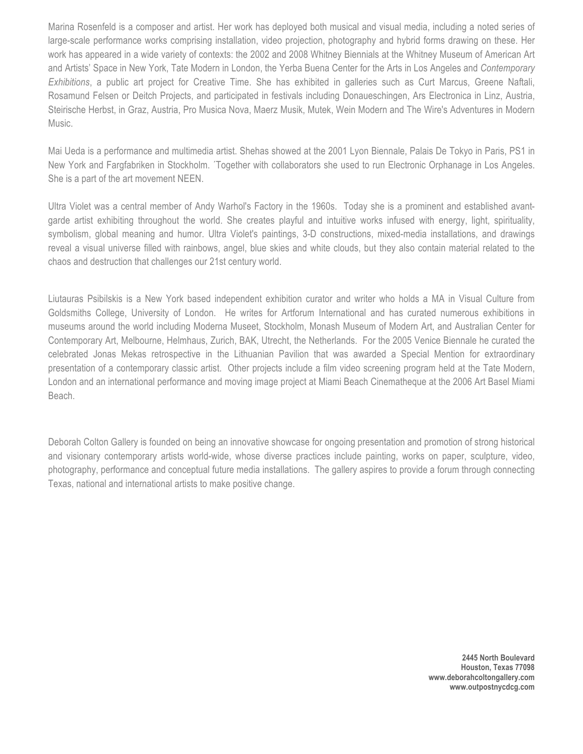Marina Rosenfeld is a composer and artist. Her work has deployed both musical and visual media, including a noted series of large-scale performance works comprising installation, video projection, photography and hybrid forms drawing on these. Her work has appeared in a wide variety of contexts: the 2002 and 2008 Whitney Biennials at the Whitney Museum of American Art and Artists' Space in New York, Tate Modern in London, the Yerba Buena Center for the Arts in Los Angeles and *Contemporary Exhibitions*, a public art project for Creative Time. She has exhibited in galleries such as Curt Marcus, Greene Naftali, Rosamund Felsen or Deitch Projects, and participated in festivals including Donaueschingen, Ars Electronica in Linz, Austria, Steirische Herbst, in Graz, Austria, Pro Musica Nova, Maerz Musik, Mutek, Wein Modern and The Wire's Adventures in Modern Music.

Mai Ueda is a performance and multimedia artist. Shehas showed at the 2001 Lyon Biennale, Palais De Tokyo in Paris, PS1 in New York and Fargfabriken in Stockholm. ´Together with collaborators she used to run Electronic Orphanage in Los Angeles. She is a part of the art movement NEEN.

Ultra Violet was a central member of Andy Warhol's Factory in the 1960s. Today she is a prominent and established avant-garde artist exhibiting throughout the world. She creates playful and intuitive works infused with energy, light, spirituality, symbolism, global meaning and humor. Ultra Violet's paintings, 3-D constructions, mixed-media installations, and drawings reveal a visual universe filled with rainbows, angel, blue skies and white clouds, but they also contain material related to the chaos and destruction that challenges our 21st century world.

Liutauras Psibilskis is a New York based independent exhibition curator and writer who holds a MA in Visual Culture from Goldsmiths College, University of London. He writes for Artforum International and has curated numerous exhibitions in museums around the world including Moderna Museet, Stockholm, Monash Museum of Modern Art, and Australian Center for Contemporary Art, Melbourne, Helmhaus, Zurich, BAK, Utrecht, the Netherlands. For the 2005 Venice Biennale he curated the celebrated Jonas Mekas retrospective in the Lithuanian Pavilion that was awarded a Special Mention for extraordinary presentation of a contemporary classic artist. Other projects include a film video screening program held at the Tate Modern, London and an international performance and moving image project at Miami Beach Cinematheque at the 2006 Art Basel Miami Beach.

Deborah Colton Gallery is founded on being an innovative showcase for ongoing presentation and promotion of strong historical and visionary contemporary artists world-wide, whose diverse practices include painting, works on paper, sculpture, video, photography, performance and conceptual future media installations. The gallery aspires to provide a forum through connecting Texas, national and international artists to make positive change.

**2445 North Boulevard**
**Houston, Texas 77098**
**www.deborahcoltongallery.com**
**www.outpostnycdcg.com**